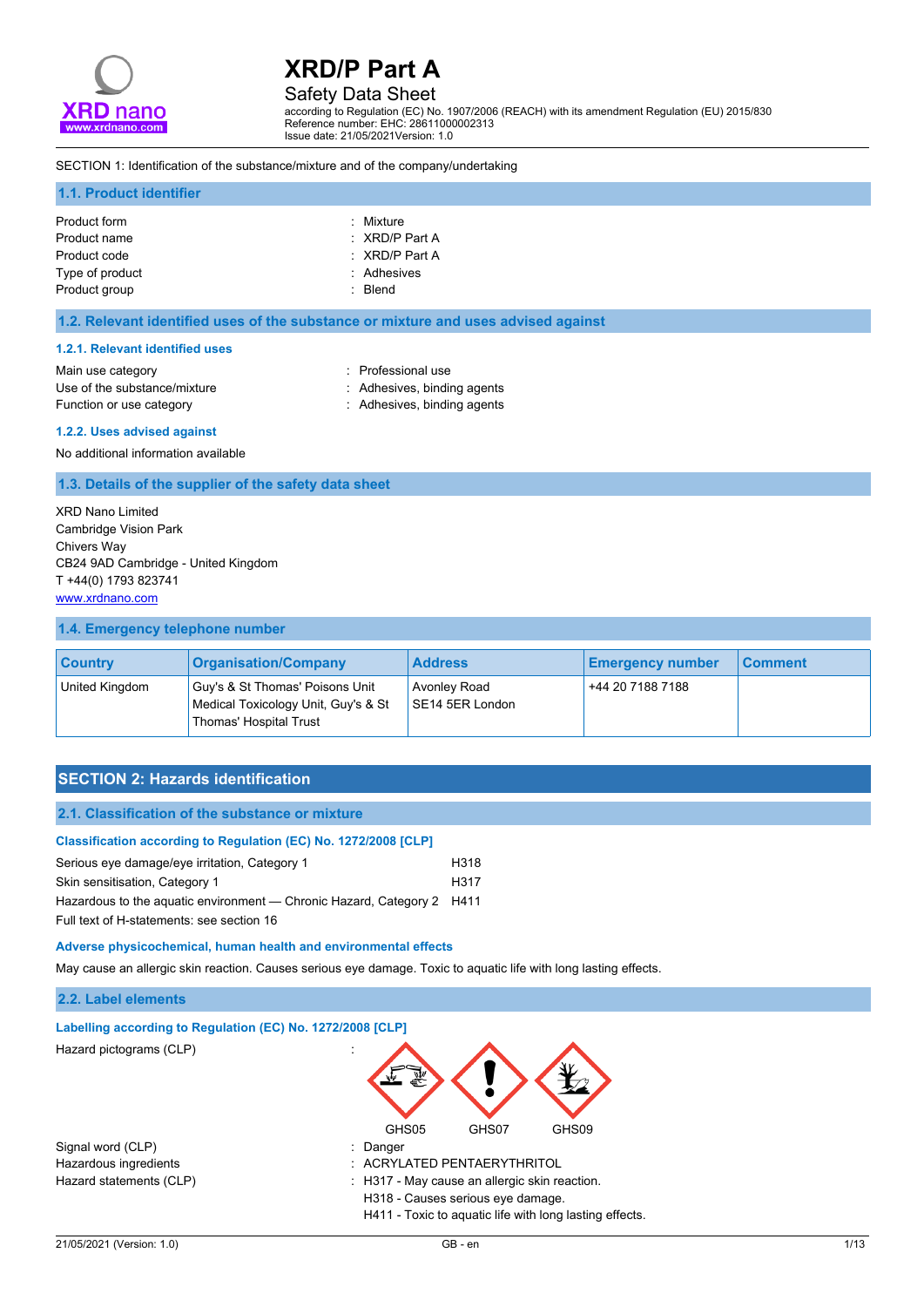# XRD/P Part A

Safety Data Sheet

according to Regulation (EC) No. 1907/2006 (REACH) with its amendment Regulation (EU) 2015/830
Reference number: EHC: 28611000002313
Issue date: 21/05/2021Version: 1.0

SECTION 1: Identification of the substance/mixture and of the company/undertaking

### 1.1. Product identifier

| | |
|---|---|
| Product form | : Mixture |
| Product name | : XRD/P Part A |
| Product code | : XRD/P Part A |
| Type of product | : Adhesives |
| Product group | : Blend |

### 1.2. Relevant identified uses of the substance or mixture and uses advised against

#### 1.2.1. Relevant identified uses

| | |
|---|---|
| Main use category | : Professional use |
| Use of the substance/mixture | : Adhesives, binding agents |
| Function or use category | : Adhesives, binding agents |

#### 1.2.2. Uses advised against

No additional information available

### 1.3. Details of the supplier of the safety data sheet

XRD Nano Limited
Cambridge Vision Park
Chivers Way
CB24 9AD Cambridge - United Kingdom
T +44(0) 1793 823741
www.xrdnano.com

### 1.4. Emergency telephone number

| Country | Organisation/Company | Address | Emergency number | Comment |
|---|---|---|---|---|
| United Kingdom | Guy's & St Thomas' Poisons Unit Medical Toxicology Unit, Guy's & St Thomas' Hospital Trust | Avonley Road SE14 5ER London | +44 20 7188 7188 | |

## SECTION 2: Hazards identification

### 2.1. Classification of the substance or mixture

#### Classification according to Regulation (EC) No. 1272/2008 [CLP]

| | |
|---|---|
| Serious eye damage/eye irritation, Category 1 | H318 |
| Skin sensitisation, Category 1 | H317 |
| Hazardous to the aquatic environment — Chronic Hazard, Category 2 | H411 |

Full text of H-statements: see section 16

#### Adverse physicochemical, human health and environmental effects

May cause an allergic skin reaction. Causes serious eye damage. Toxic to aquatic life with long lasting effects.

### 2.2. Label elements

#### Labelling according to Regulation (EC) No. 1272/2008 [CLP]

Hazard pictograms (CLP) :

GHS05 GHS07 GHS09

| | |
|---|---|
| Signal word (CLP) | : Danger |
| Hazardous ingredients | : ACRYLATED PENTAERYTHRITOL |
| Hazard statements (CLP) | : H317 - May cause an allergic skin reaction.<br>H318 - Causes serious eye damage.<br>H411 - Toxic to aquatic life with long lasting effects. |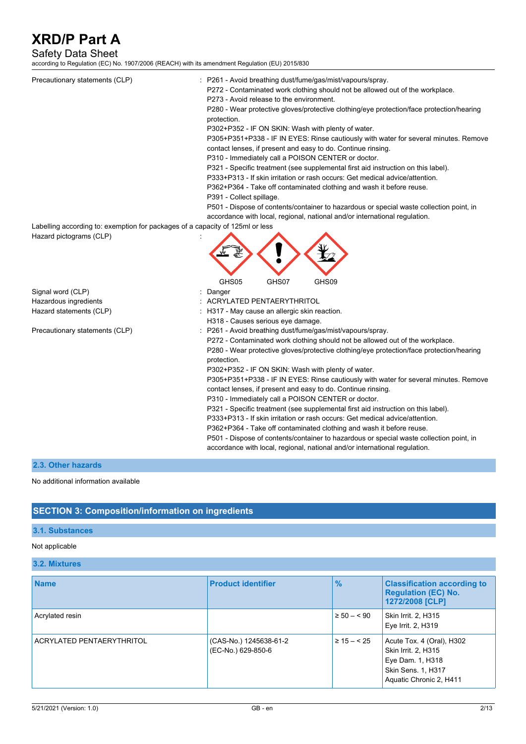Precautionary statements (CLP) : P261 - Avoid breathing dust/fume/gas/mist/vapours/spray.
P272 - Contaminated work clothing should not be allowed out of the workplace.
P273 - Avoid release to the environment.
P280 - Wear protective gloves/protective clothing/eye protection/face protection/hearing protection.
P302+P352 - IF ON SKIN: Wash with plenty of water.
P305+P351+P338 - IF IN EYES: Rinse cautiously with water for several minutes. Remove contact lenses, if present and easy to do. Continue rinsing.
P310 - Immediately call a POISON CENTER or doctor.
P321 - Specific treatment (see supplemental first aid instruction on this label).
P333+P313 - If skin irritation or rash occurs: Get medical advice/attention.
P362+P364 - Take off contaminated clothing and wash it before reuse.
P391 - Collect spillage.
P501 - Dispose of contents/container to hazardous or special waste collection point, in accordance with local, regional, national and/or international regulation.

Labelling according to: exemption for packages of a capacity of 125ml or less

Hazard pictograms (CLP) :

GHS05 GHS07 GHS09

Signal word (CLP) : Danger

Hazardous ingredients : ACRYLATED PENTAERYTHRITOL

Hazard statements (CLP) : H317 - May cause an allergic skin reaction.
H318 - Causes serious eye damage.

Precautionary statements (CLP) : P261 - Avoid breathing dust/fume/gas/mist/vapours/spray.
P272 - Contaminated work clothing should not be allowed out of the workplace.
P280 - Wear protective gloves/protective clothing/eye protection/face protection/hearing protection.
P302+P352 - IF ON SKIN: Wash with plenty of water.
P305+P351+P338 - IF IN EYES: Rinse cautiously with water for several minutes. Remove contact lenses, if present and easy to do. Continue rinsing.
P310 - Immediately call a POISON CENTER or doctor.
P321 - Specific treatment (see supplemental first aid instruction on this label).
P333+P313 - If skin irritation or rash occurs: Get medical advice/attention.
P362+P364 - Take off contaminated clothing and wash it before reuse.
P501 - Dispose of contents/container to hazardous or special waste collection point, in accordance with local, regional, national and/or international regulation.

### 2.3. Other hazards

No additional information available

## SECTION 3: Composition/information on ingredients

### 3.1. Substances

Not applicable

### 3.2. Mixtures

| Name | Product identifier | % | Classification according to Regulation (EC) No. 1272/2008 [CLP] |
|---|---|---|---|
| Acrylated resin | | ≥ 50 – < 90 | Skin Irrit. 2, H315<br>Eye Irrit. 2, H319 |
| ACRYLATED PENTAERYTHRITOL | (CAS-No.) 1245638-61-2<br>(EC-No.) 629-850-6 | ≥ 15 – < 25 | Acute Tox. 4 (Oral), H302<br>Skin Irrit. 2, H315<br>Eye Dam. 1, H318<br>Skin Sens. 1, H317<br>Aquatic Chronic 2, H411 |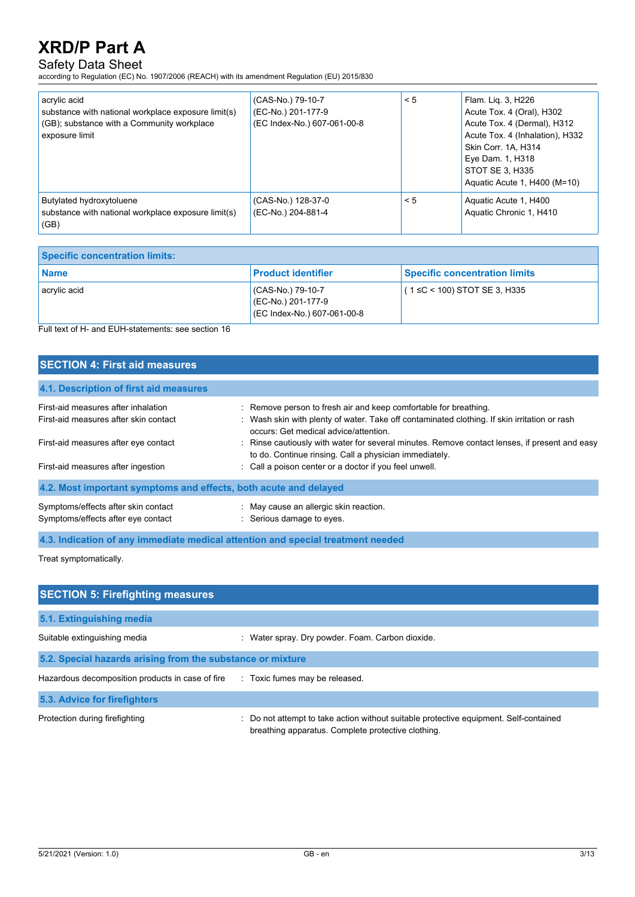| | | | |
|---|---|---|---|
| acrylic acid<br>substance with national workplace exposure limit(s) (GB); substance with a Community workplace exposure limit | (CAS-No.) 79-10-7<br>(EC-No.) 201-177-9<br>(EC Index-No.) 607-061-00-8 | < 5 | Flam. Liq. 3, H226<br>Acute Tox. 4 (Oral), H302<br>Acute Tox. 4 (Dermal), H312<br>Acute Tox. 4 (Inhalation), H332<br>Skin Corr. 1A, H314<br>Eye Dam. 1, H318<br>STOT SE 3, H335<br>Aquatic Acute 1, H400 (M=10) |
| Butylated hydroxytoluene<br>substance with national workplace exposure limit(s) (GB) | (CAS-No.) 128-37-0<br>(EC-No.) 204-881-4 | < 5 | Aquatic Acute 1, H400<br>Aquatic Chronic 1, H410 |

**Specific concentration limits:**

| Name | Product identifier | Specific concentration limits |
|---|---|---|
| acrylic acid | (CAS-No.) 79-10-7<br>(EC-No.) 201-177-9<br>(EC Index-No.) 607-061-00-8 | ( 1 ≤C < 100) STOT SE 3, H335 |

Full text of H- and EUH-statements: see section 16

## SECTION 4: First aid measures

### 4.1. Description of first aid measures

First-aid measures after inhalation : Remove person to fresh air and keep comfortable for breathing.

First-aid measures after skin contact : Wash skin with plenty of water. Take off contaminated clothing. If skin irritation or rash occurs: Get medical advice/attention.

First-aid measures after eye contact : Rinse cautiously with water for several minutes. Remove contact lenses, if present and easy to do. Continue rinsing. Call a physician immediately.

First-aid measures after ingestion : Call a poison center or a doctor if you feel unwell.

### 4.2. Most important symptoms and effects, both acute and delayed

Symptoms/effects after skin contact : May cause an allergic skin reaction.

Symptoms/effects after eye contact : Serious damage to eyes.

### 4.3. Indication of any immediate medical attention and special treatment needed

Treat symptomatically.

## SECTION 5: Firefighting measures

### 5.1. Extinguishing media

Suitable extinguishing media : Water spray. Dry powder. Foam. Carbon dioxide.

### 5.2. Special hazards arising from the substance or mixture

Hazardous decomposition products in case of fire : Toxic fumes may be released.

### 5.3. Advice for firefighters

Protection during firefighting : Do not attempt to take action without suitable protective equipment. Self-contained breathing apparatus. Complete protective clothing.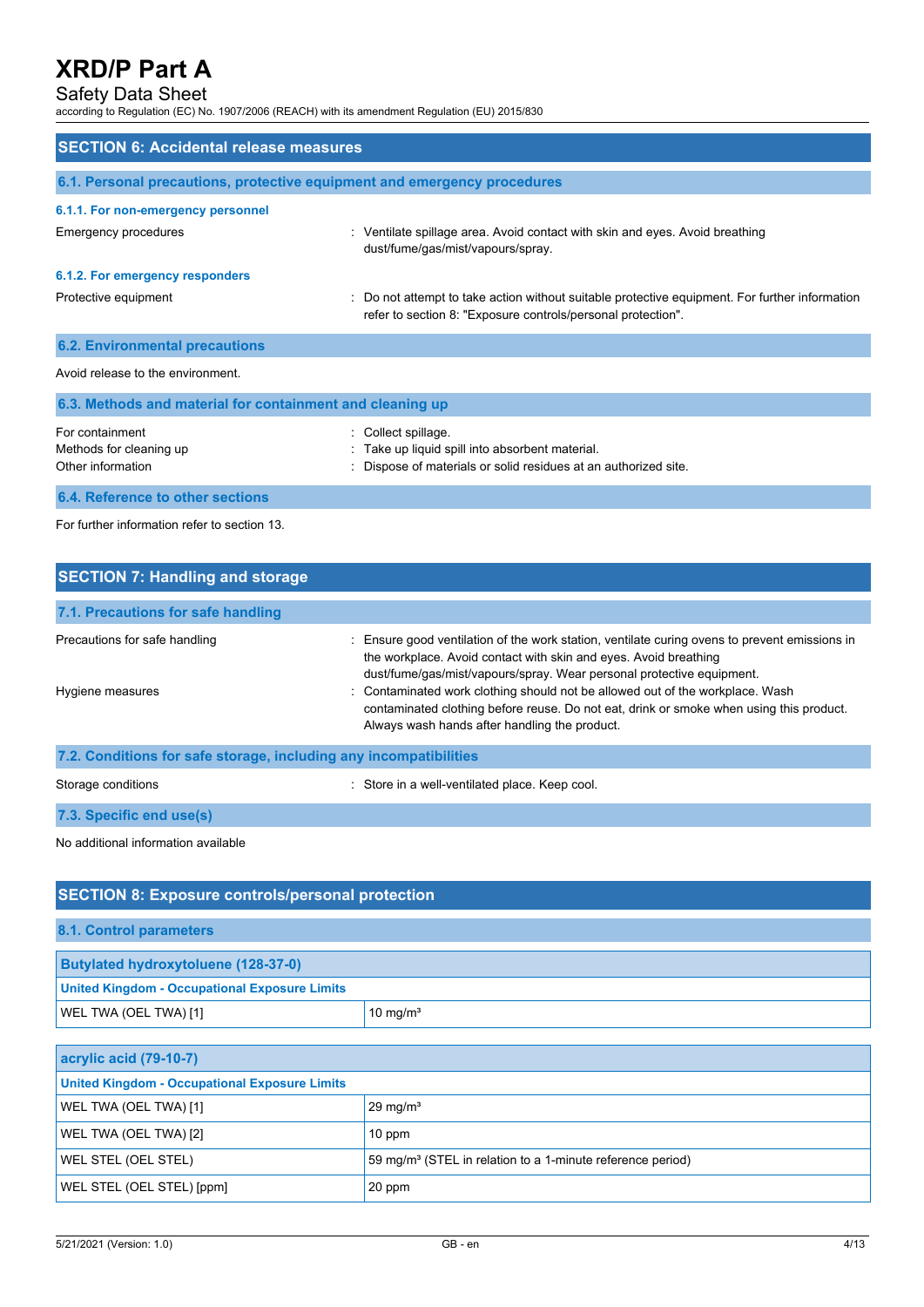## SECTION 6: Accidental release measures

### 6.1. Personal precautions, protective equipment and emergency procedures

#### 6.1.1. For non-emergency personnel

Emergency procedures : Ventilate spillage area. Avoid contact with skin and eyes. Avoid breathing dust/fume/gas/mist/vapours/spray.

#### 6.1.2. For emergency responders

Protective equipment : Do not attempt to take action without suitable protective equipment. For further information refer to section 8: "Exposure controls/personal protection".

### 6.2. Environmental precautions

Avoid release to the environment.

### 6.3. Methods and material for containment and cleaning up

For containment : Collect spillage.

Methods for cleaning up : Take up liquid spill into absorbent material.

Other information : Dispose of materials or solid residues at an authorized site.

### 6.4. Reference to other sections

For further information refer to section 13.

## SECTION 7: Handling and storage

### 7.1. Precautions for safe handling

Precautions for safe handling : Ensure good ventilation of the work station, ventilate curing ovens to prevent emissions in the workplace. Avoid contact with skin and eyes. Avoid breathing dust/fume/gas/mist/vapours/spray. Wear personal protective equipment.

Hygiene measures : Contaminated work clothing should not be allowed out of the workplace. Wash contaminated clothing before reuse. Do not eat, drink or smoke when using this product. Always wash hands after handling the product.

### 7.2. Conditions for safe storage, including any incompatibilities

Storage conditions : Store in a well-ventilated place. Keep cool.

### 7.3. Specific end use(s)

No additional information available

## SECTION 8: Exposure controls/personal protection

### 8.1. Control parameters

| Butylated hydroxytoluene (128-37-0) | |
|---|---|
| **United Kingdom - Occupational Exposure Limits** | |
| WEL TWA (OEL TWA) [1] | 10 mg/m³ |

| acrylic acid (79-10-7) | |
|---|---|
| **United Kingdom - Occupational Exposure Limits** | |
| WEL TWA (OEL TWA) [1] | 29 mg/m³ |
| WEL TWA (OEL TWA) [2] | 10 ppm |
| WEL STEL (OEL STEL) | 59 mg/m³ (STEL in relation to a 1-minute reference period) |
| WEL STEL (OEL STEL) [ppm] | 20 ppm |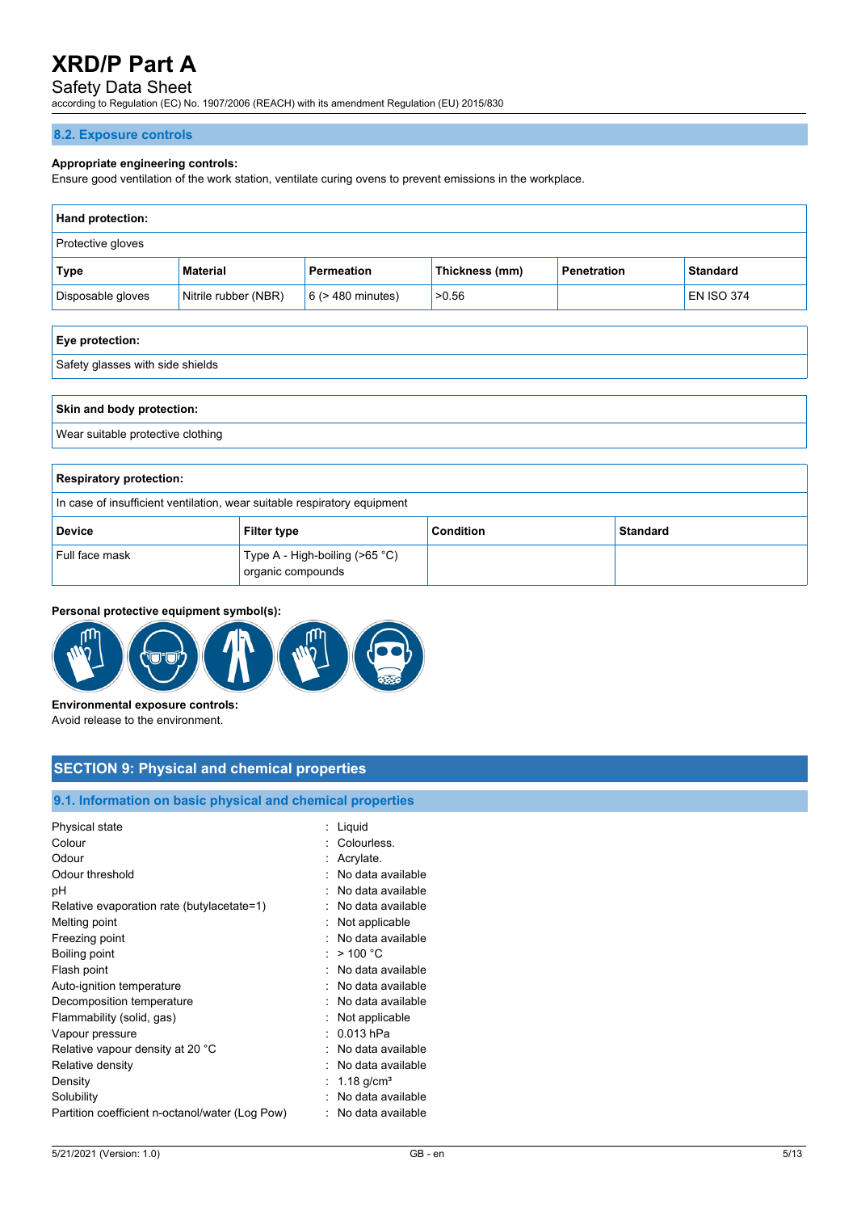## 8.2. Exposure controls

**Appropriate engineering controls:**
Ensure good ventilation of the work station, ventilate curing ovens to prevent emissions in the workplace.

| **Hand protection:** | | | | | |
|---|---|---|---|---|---|
| Protective gloves | | | | | |
| **Type** | **Material** | **Permeation** | **Thickness (mm)** | **Penetration** | **Standard** |
| Disposable gloves | Nitrile rubber (NBR) | 6 (> 480 minutes) | >0.56 | | EN ISO 374 |

| **Eye protection:** |
|---|
| Safety glasses with side shields |

| **Skin and body protection:** |
|---|
| Wear suitable protective clothing |

| **Respiratory protection:** | | | |
|---|---|---|---|
| In case of insufficient ventilation, wear suitable respiratory equipment | | | |
| **Device** | **Filter type** | **Condition** | **Standard** |
| Full face mask | Type A - High-boiling (>65 °C) organic compounds | | |

**Personal protective equipment symbol(s):**

**Environmental exposure controls:**
Avoid release to the environment.

# SECTION 9: Physical and chemical properties

## 9.1. Information on basic physical and chemical properties

| | |
|---|---|
| Physical state | : Liquid |
| Colour | : Colourless. |
| Odour | : Acrylate. |
| Odour threshold | : No data available |
| pH | : No data available |
| Relative evaporation rate (butylacetate=1) | : No data available |
| Melting point | : Not applicable |
| Freezing point | : No data available |
| Boiling point | : > 100 °C |
| Flash point | : No data available |
| Auto-ignition temperature | : No data available |
| Decomposition temperature | : No data available |
| Flammability (solid, gas) | : Not applicable |
| Vapour pressure | : 0.013 hPa |
| Relative vapour density at 20 °C | : No data available |
| Relative density | : No data available |
| Density | : 1.18 g/cm³ |
| Solubility | : No data available |
| Partition coefficient n-octanol/water (Log Pow) | : No data available |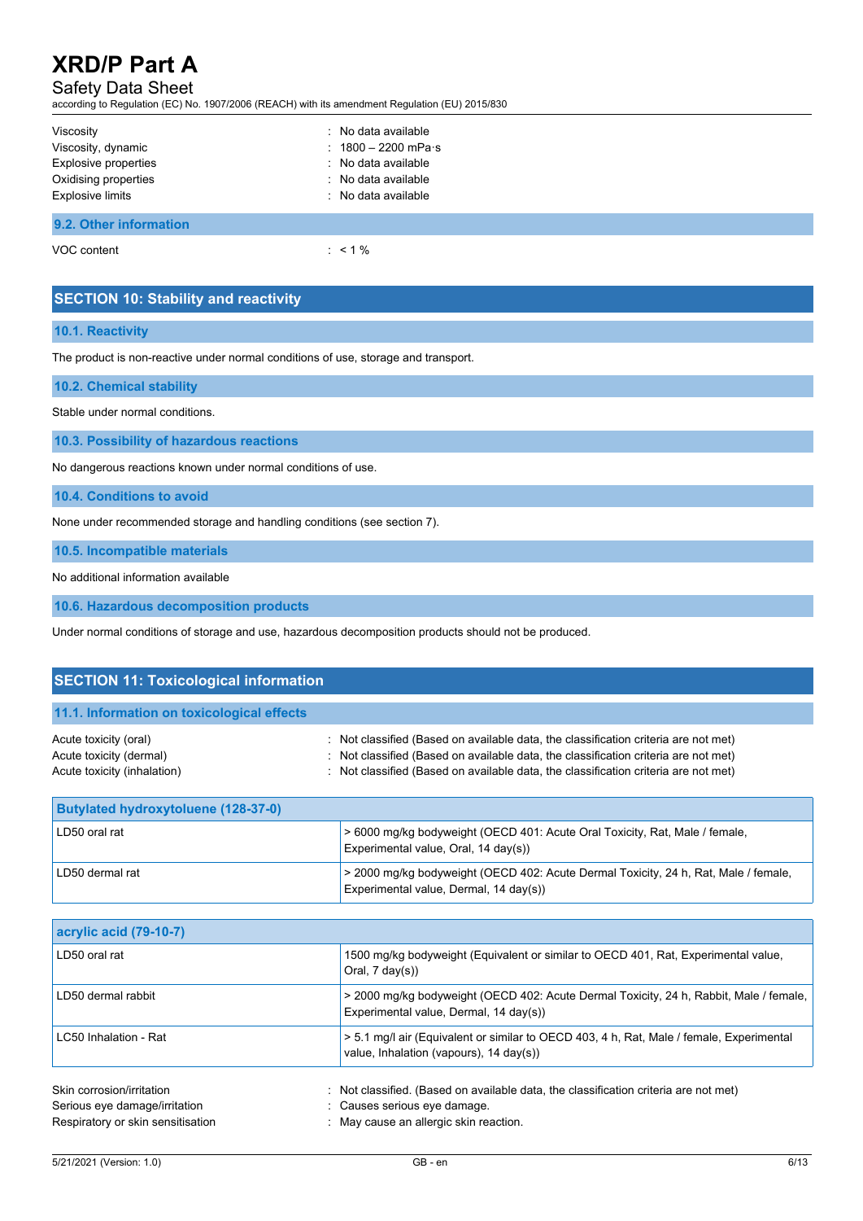| | |
|---|---|
| Viscosity | : No data available |
| Viscosity, dynamic | : 1800 – 2200 mPa·s |
| Explosive properties | : No data available |
| Oxidising properties | : No data available |
| Explosive limits | : No data available |

### 9.2. Other information

| | |
|---|---|
| VOC content | : < 1 % |

## SECTION 10: Stability and reactivity

### 10.1. Reactivity

The product is non-reactive under normal conditions of use, storage and transport.

### 10.2. Chemical stability

Stable under normal conditions.

### 10.3. Possibility of hazardous reactions

No dangerous reactions known under normal conditions of use.

### 10.4. Conditions to avoid

None under recommended storage and handling conditions (see section 7).

### 10.5. Incompatible materials

No additional information available

### 10.6. Hazardous decomposition products

Under normal conditions of storage and use, hazardous decomposition products should not be produced.

## SECTION 11: Toxicological information

### 11.1. Information on toxicological effects

| | |
|---|---|
| Acute toxicity (oral) | : Not classified (Based on available data, the classification criteria are not met) |
| Acute toxicity (dermal) | : Not classified (Based on available data, the classification criteria are not met) |
| Acute toxicity (inhalation) | : Not classified (Based on available data, the classification criteria are not met) |

| Butylated hydroxytoluene (128-37-0) | |
|---|---|
| LD50 oral rat | > 6000 mg/kg bodyweight (OECD 401: Acute Oral Toxicity, Rat, Male / female, Experimental value, Oral, 14 day(s)) |
| LD50 dermal rat | > 2000 mg/kg bodyweight (OECD 402: Acute Dermal Toxicity, 24 h, Rat, Male / female, Experimental value, Dermal, 14 day(s)) |

| acrylic acid (79-10-7) | |
|---|---|
| LD50 oral rat | 1500 mg/kg bodyweight (Equivalent or similar to OECD 401, Rat, Experimental value, Oral, 7 day(s)) |
| LD50 dermal rabbit | > 2000 mg/kg bodyweight (OECD 402: Acute Dermal Toxicity, 24 h, Rabbit, Male / female, Experimental value, Dermal, 14 day(s)) |
| LC50 Inhalation - Rat | > 5.1 mg/l air (Equivalent or similar to OECD 403, 4 h, Rat, Male / female, Experimental value, Inhalation (vapours), 14 day(s)) |

| | |
|---|---|
| Skin corrosion/irritation | : Not classified. (Based on available data, the classification criteria are not met) |
| Serious eye damage/irritation | : Causes serious eye damage. |
| Respiratory or skin sensitisation | : May cause an allergic skin reaction. |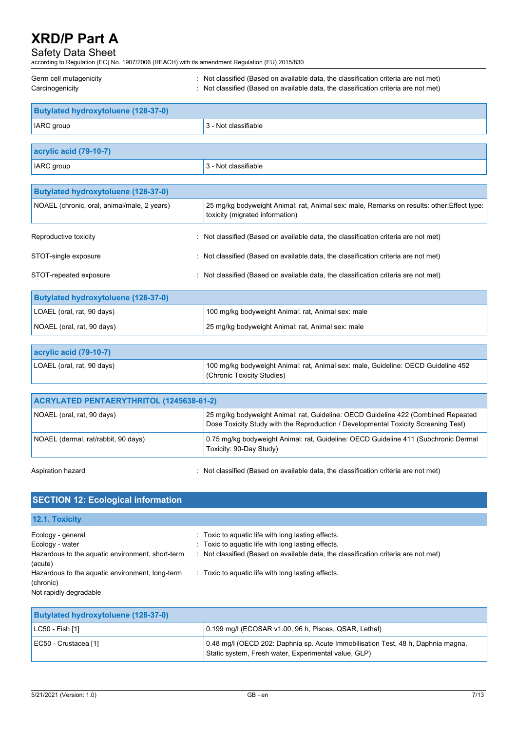Germ cell mutagenicity : Not classified (Based on available data, the classification criteria are not met)

Carcinogenicity : Not classified (Based on available data, the classification criteria are not met)

| Butylated hydroxytoluene (128-37-0) | |
|---|---|
| IARC group | 3 - Not classifiable |

| acrylic acid (79-10-7) | |
|---|---|
| IARC group | 3 - Not classifiable |

| Butylated hydroxytoluene (128-37-0) | |
|---|---|
| NOAEL (chronic, oral, animal/male, 2 years) | 25 mg/kg bodyweight Animal: rat, Animal sex: male, Remarks on results: other:Effect type: toxicity (migrated information) |

Reproductive toxicity : Not classified (Based on available data, the classification criteria are not met)

STOT-single exposure : Not classified (Based on available data, the classification criteria are not met)

STOT-repeated exposure : Not classified (Based on available data, the classification criteria are not met)

| Butylated hydroxytoluene (128-37-0) | |
|---|---|
| LOAEL (oral, rat, 90 days) | 100 mg/kg bodyweight Animal: rat, Animal sex: male |
| NOAEL (oral, rat, 90 days) | 25 mg/kg bodyweight Animal: rat, Animal sex: male |

| acrylic acid (79-10-7) | |
|---|---|
| LOAEL (oral, rat, 90 days) | 100 mg/kg bodyweight Animal: rat, Animal sex: male, Guideline: OECD Guideline 452 (Chronic Toxicity Studies) |

| ACRYLATED PENTAERYTHRITOL (1245638-61-2) | |
|---|---|
| NOAEL (oral, rat, 90 days) | 25 mg/kg bodyweight Animal: rat, Guideline: OECD Guideline 422 (Combined Repeated Dose Toxicity Study with the Reproduction / Developmental Toxicity Screening Test) |
| NOAEL (dermal, rat/rabbit, 90 days) | 0.75 mg/kg bodyweight Animal: rat, Guideline: OECD Guideline 411 (Subchronic Dermal Toxicity: 90-Day Study) |

Aspiration hazard : Not classified (Based on available data, the classification criteria are not met)

## SECTION 12: Ecological information

### 12.1. Toxicity

Ecology - general : Toxic to aquatic life with long lasting effects.

Ecology - water : Toxic to aquatic life with long lasting effects.

Hazardous to the aquatic environment, short-term (acute) : Not classified (Based on available data, the classification criteria are not met)

Hazardous to the aquatic environment, long-term (chronic) : Toxic to aquatic life with long lasting effects.

Not rapidly degradable

| Butylated hydroxytoluene (128-37-0) | |
|---|---|
| LC50 - Fish [1] | 0.199 mg/l (ECOSAR v1.00, 96 h, Pisces, QSAR, Lethal) |
| EC50 - Crustacea [1] | 0.48 mg/l (OECD 202: Daphnia sp. Acute Immobilisation Test, 48 h, Daphnia magna, Static system, Fresh water, Experimental value, GLP) |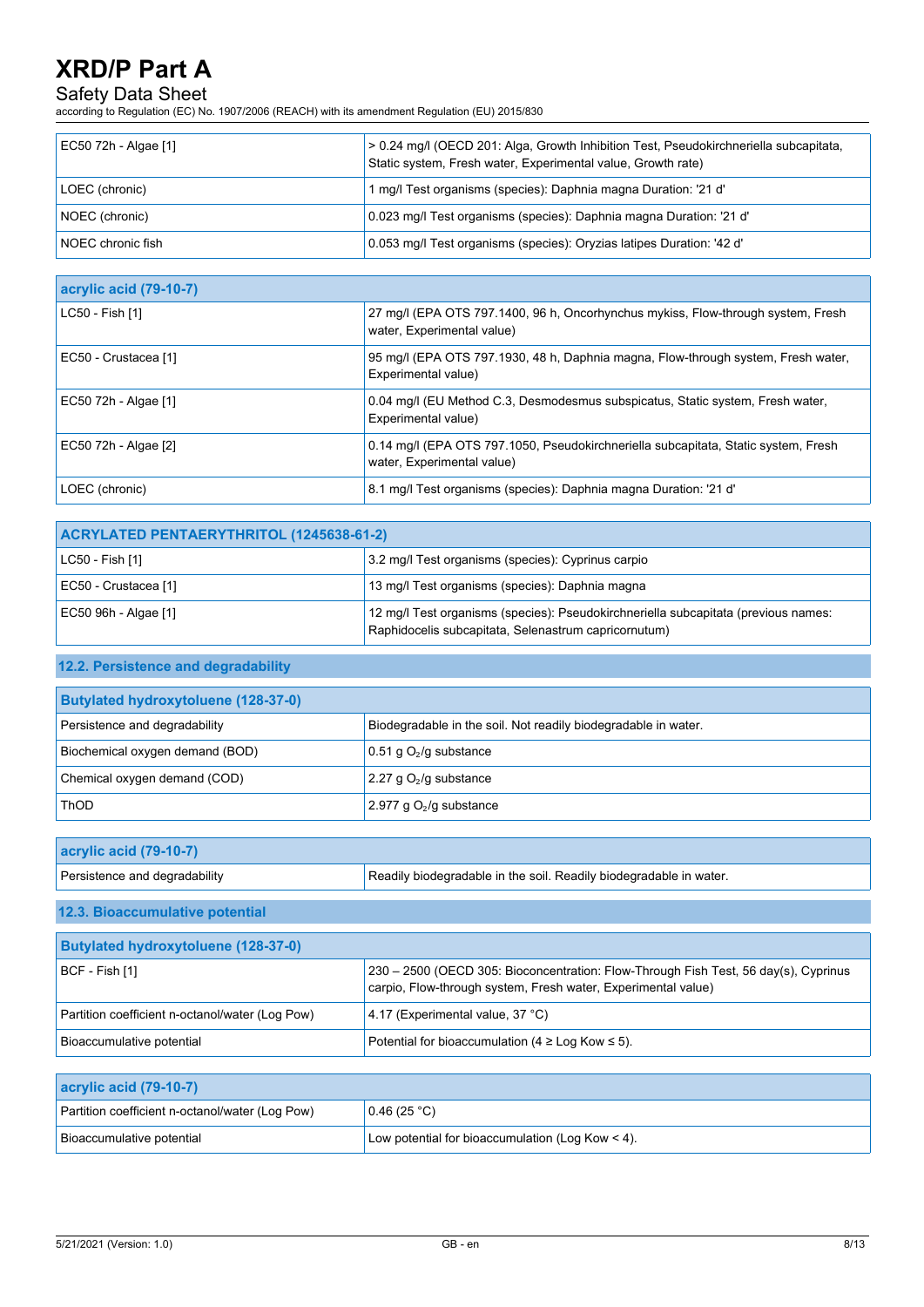| | |
|---|---|
| EC50 72h - Algae [1] | > 0.24 mg/l (OECD 201: Alga, Growth Inhibition Test, Pseudokirchneriella subcapitata, Static system, Fresh water, Experimental value, Growth rate) |
| LOEC (chronic) | 1 mg/l Test organisms (species): Daphnia magna Duration: '21 d' |
| NOEC (chronic) | 0.023 mg/l Test organisms (species): Daphnia magna Duration: '21 d' |
| NOEC chronic fish | 0.053 mg/l Test organisms (species): Oryzias latipes Duration: '42 d' |

| acrylic acid (79-10-7) | |
|---|---|
| LC50 - Fish [1] | 27 mg/l (EPA OTS 797.1400, 96 h, Oncorhynchus mykiss, Flow-through system, Fresh water, Experimental value) |
| EC50 - Crustacea [1] | 95 mg/l (EPA OTS 797.1930, 48 h, Daphnia magna, Flow-through system, Fresh water, Experimental value) |
| EC50 72h - Algae [1] | 0.04 mg/l (EU Method C.3, Desmodesmus subspicatus, Static system, Fresh water, Experimental value) |
| EC50 72h - Algae [2] | 0.14 mg/l (EPA OTS 797.1050, Pseudokirchneriella subcapitata, Static system, Fresh water, Experimental value) |
| LOEC (chronic) | 8.1 mg/l Test organisms (species): Daphnia magna Duration: '21 d' |

| ACRYLATED PENTAERYTHRITOL (1245638-61-2) | |
|---|---|
| LC50 - Fish [1] | 3.2 mg/l Test organisms (species): Cyprinus carpio |
| EC50 - Crustacea [1] | 13 mg/l Test organisms (species): Daphnia magna |
| EC50 96h - Algae [1] | 12 mg/l Test organisms (species): Pseudokirchneriella subcapitata (previous names: Raphidocelis subcapitata, Selenastrum capricornutum) |

### 12.2. Persistence and degradability

| Butylated hydroxytoluene (128-37-0) | |
|---|---|
| Persistence and degradability | Biodegradable in the soil. Not readily biodegradable in water. |
| Biochemical oxygen demand (BOD) | 0.51 g $O_2$/g substance |
| Chemical oxygen demand (COD) | 2.27 g $O_2$/g substance |
| ThOD | 2.977 g $O_2$/g substance |

| acrylic acid (79-10-7) | |
|---|---|
| Persistence and degradability | Readily biodegradable in the soil. Readily biodegradable in water. |

### 12.3. Bioaccumulative potential

| Butylated hydroxytoluene (128-37-0) | |
|---|---|
| BCF - Fish [1] | 230 – 2500 (OECD 305: Bioconcentration: Flow-Through Fish Test, 56 day(s), Cyprinus carpio, Flow-through system, Fresh water, Experimental value) |
| Partition coefficient n-octanol/water (Log Pow) | 4.17 (Experimental value, 37 °C) |
| Bioaccumulative potential | Potential for bioaccumulation (4 ≥ Log Kow ≤ 5). |

| acrylic acid (79-10-7) | |
|---|---|
| Partition coefficient n-octanol/water (Log Pow) | 0.46 (25 °C) |
| Bioaccumulative potential | Low potential for bioaccumulation (Log Kow < 4). |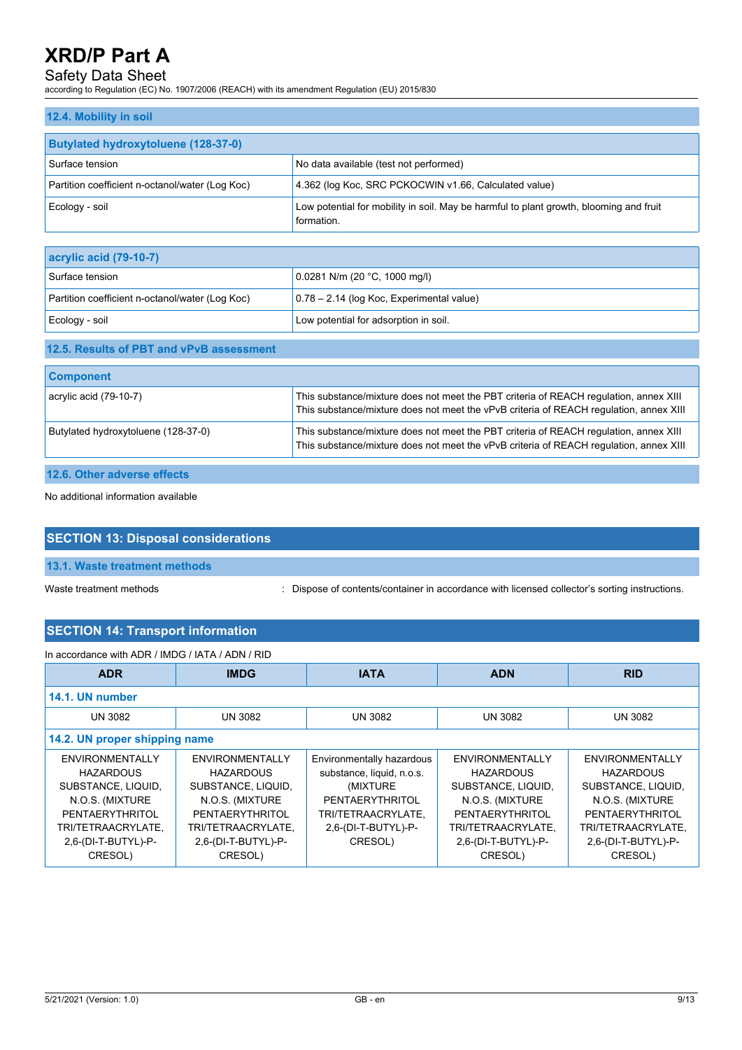### 12.4. Mobility in soil

| Butylated hydroxytoluene (128-37-0) | |
|---|---|
| Surface tension | No data available (test not performed) |
| Partition coefficient n-octanol/water (Log Koc) | 4.362 (log Koc, SRC PCKOCWIN v1.66, Calculated value) |
| Ecology - soil | Low potential for mobility in soil. May be harmful to plant growth, blooming and fruit formation. |

| acrylic acid (79-10-7) | |
|---|---|
| Surface tension | 0.0281 N/m (20 °C, 1000 mg/l) |
| Partition coefficient n-octanol/water (Log Koc) | 0.78 – 2.14 (log Koc, Experimental value) |
| Ecology - soil | Low potential for adsorption in soil. |

### 12.5. Results of PBT and vPvB assessment

| Component | |
|---|---|
| acrylic acid (79-10-7) | This substance/mixture does not meet the PBT criteria of REACH regulation, annex XIII<br>This substance/mixture does not meet the vPvB criteria of REACH regulation, annex XIII |
| Butylated hydroxytoluene (128-37-0) | This substance/mixture does not meet the PBT criteria of REACH regulation, annex XIII<br>This substance/mixture does not meet the vPvB criteria of REACH regulation, annex XIII |

### 12.6. Other adverse effects

No additional information available

## SECTION 13: Disposal considerations

### 13.1. Waste treatment methods

Waste treatment methods : Dispose of contents/container in accordance with licensed collector's sorting instructions.

## SECTION 14: Transport information

In accordance with ADR / IMDG / IATA / ADN / RID

| ADR | IMDG | IATA | ADN | RID |
|---|---|---|---|---|
| **14.1. UN number** | | | | |
| UN 3082 | UN 3082 | UN 3082 | UN 3082 | UN 3082 |
| **14.2. UN proper shipping name** | | | | |
| ENVIRONMENTALLY HAZARDOUS SUBSTANCE, LIQUID, N.O.S. (MIXTURE PENTAERYTHRITOL TRI/TETRAACRYLATE, 2,6-(DI-T-BUTYL)-P-CRESOL) | ENVIRONMENTALLY HAZARDOUS SUBSTANCE, LIQUID, N.O.S. (MIXTURE PENTAERYTHRITOL TRI/TETRAACRYLATE, 2,6-(DI-T-BUTYL)-P-CRESOL) | Environmentally hazardous substance, liquid, n.o.s. (MIXTURE PENTAERYTHRITOL TRI/TETRAACRYLATE, 2,6-(DI-T-BUTYL)-P-CRESOL) | ENVIRONMENTALLY HAZARDOUS SUBSTANCE, LIQUID, N.O.S. (MIXTURE PENTAERYTHRITOL TRI/TETRAACRYLATE, 2,6-(DI-T-BUTYL)-P-CRESOL) | ENVIRONMENTALLY HAZARDOUS SUBSTANCE, LIQUID, N.O.S. (MIXTURE PENTAERYTHRITOL TRI/TETRAACRYLATE, 2,6-(DI-T-BUTYL)-P-CRESOL) |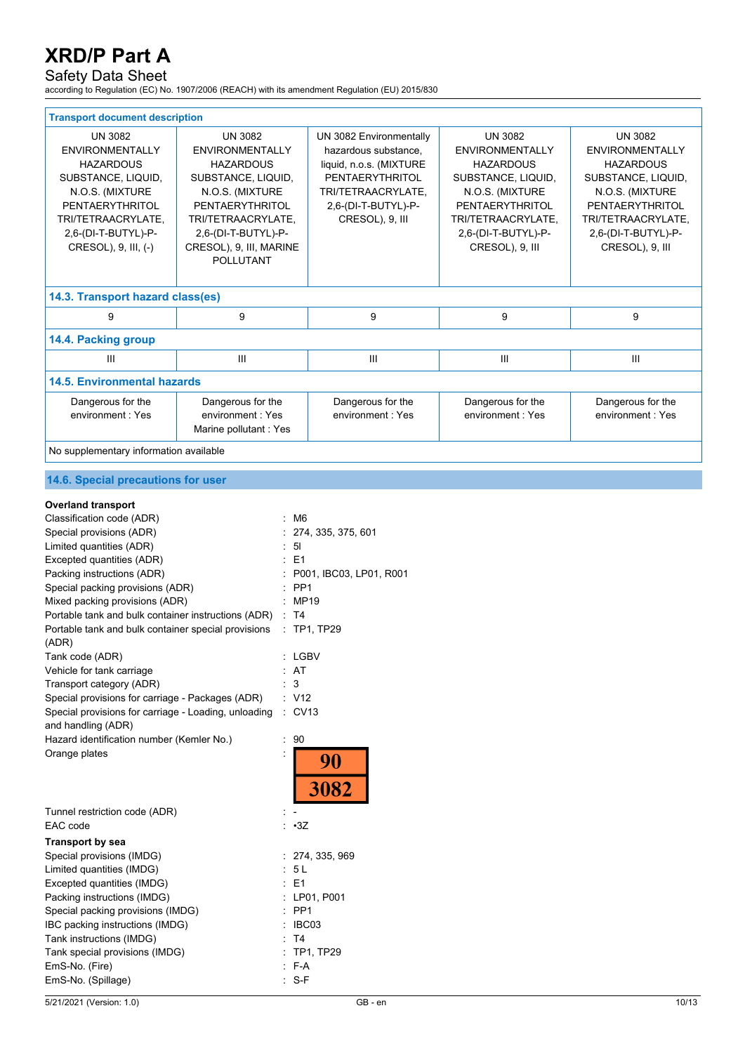| Transport document description | | | | |
|---|---|---|---|---|
| UN 3082 ENVIRONMENTALLY HAZARDOUS SUBSTANCE, LIQUID, N.O.S. (MIXTURE PENTAERYTHRITOL TRI/TETRAACRYLATE, 2,6-(DI-T-BUTYL)-P-CRESOL), 9, III, (-) | UN 3082 ENVIRONMENTALLY HAZARDOUS SUBSTANCE, LIQUID, N.O.S. (MIXTURE PENTAERYTHRITOL TRI/TETRAACRYLATE, 2,6-(DI-T-BUTYL)-P-CRESOL), 9, III, MARINE POLLUTANT | UN 3082 Environmentally hazardous substance, liquid, n.o.s. (MIXTURE PENTAERYTHRITOL TRI/TETRAACRYLATE, 2,6-(DI-T-BUTYL)-P-CRESOL), 9, III | UN 3082 ENVIRONMENTALLY HAZARDOUS SUBSTANCE, LIQUID, N.O.S. (MIXTURE PENTAERYTHRITOL TRI/TETRAACRYLATE, 2,6-(DI-T-BUTYL)-P-CRESOL), 9, III | UN 3082 ENVIRONMENTALLY HAZARDOUS SUBSTANCE, LIQUID, N.O.S. (MIXTURE PENTAERYTHRITOL TRI/TETRAACRYLATE, 2,6-(DI-T-BUTYL)-P-CRESOL), 9, III |
| **14.3. Transport hazard class(es)** | | | | |
| 9 | 9 | 9 | 9 | 9 |
| **14.4. Packing group** | | | | |
| III | III | III | III | III |
| **14.5. Environmental hazards** | | | | |
| Dangerous for the environment : Yes | Dangerous for the environment : Yes<br>Marine pollutant : Yes | Dangerous for the environment : Yes | Dangerous for the environment : Yes | Dangerous for the environment : Yes |
| No supplementary information available | | | | |

## 14.6. Special precautions for user

**Overland transport**

Classification code (ADR) : M6
Special provisions (ADR) : 274, 335, 375, 601
Limited quantities (ADR) : 5l
Excepted quantities (ADR) : E1
Packing instructions (ADR) : P001, IBC03, LP01, R001
Special packing provisions (ADR) : PP1
Mixed packing provisions (ADR) : MP19
Portable tank and bulk container instructions (ADR) : T4
Portable tank and bulk container special provisions (ADR) : TP1, TP29
Tank code (ADR) : LGBV
Vehicle for tank carriage : AT
Transport category (ADR) : 3
Special provisions for carriage - Packages (ADR) : V12
Special provisions for carriage - Loading, unloading and handling (ADR) : CV13
Hazard identification number (Kemler No.) : 90
Orange plates : 90 / 3082
Tunnel restriction code (ADR) : -
EAC code : •3Z

**Transport by sea**

Special provisions (IMDG) : 274, 335, 969
Limited quantities (IMDG) : 5 L
Excepted quantities (IMDG) : E1
Packing instructions (IMDG) : LP01, P001
Special packing provisions (IMDG) : PP1
IBC packing instructions (IMDG) : IBC03
Tank instructions (IMDG) : T4
Tank special provisions (IMDG) : TP1, TP29
EmS-No. (Fire) : F-A
EmS-No. (Spillage) : S-F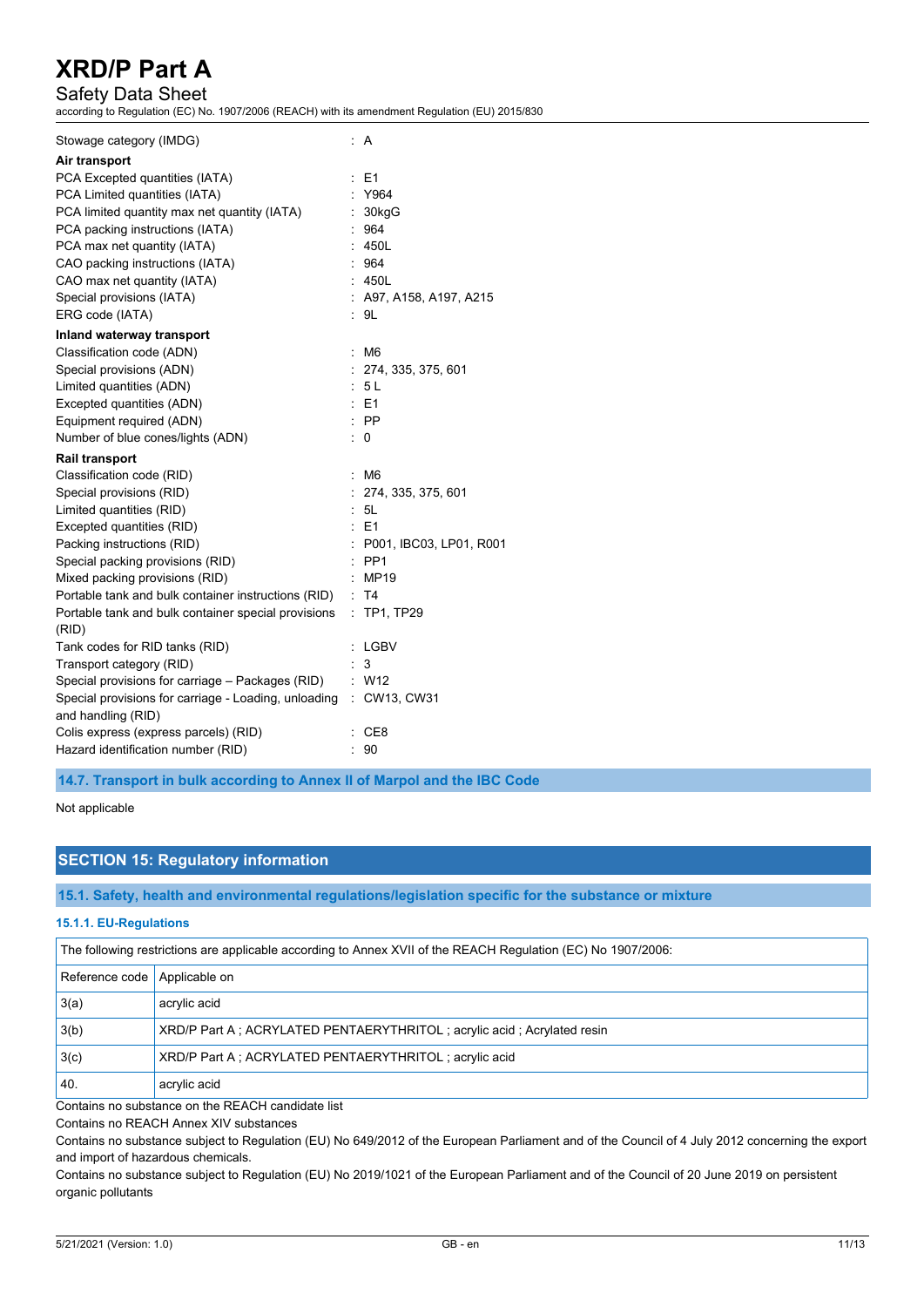| | |
|---|---|
| Stowage category (IMDG) | : A |

**Air transport**

| | |
|---|---|
| PCA Excepted quantities (IATA) | : E1 |
| PCA Limited quantities (IATA) | : Y964 |
| PCA limited quantity max net quantity (IATA) | : 30kgG |
| PCA packing instructions (IATA) | : 964 |
| PCA max net quantity (IATA) | : 450L |
| CAO packing instructions (IATA) | : 964 |
| CAO max net quantity (IATA) | : 450L |
| Special provisions (IATA) | : A97, A158, A197, A215 |
| ERG code (IATA) | : 9L |

**Inland waterway transport**

| | |
|---|---|
| Classification code (ADN) | : M6 |
| Special provisions (ADN) | : 274, 335, 375, 601 |
| Limited quantities (ADN) | : 5 L |
| Excepted quantities (ADN) | : E1 |
| Equipment required (ADN) | : PP |
| Number of blue cones/lights (ADN) | : 0 |

**Rail transport**

| | |
|---|---|
| Classification code (RID) | : M6 |
| Special provisions (RID) | : 274, 335, 375, 601 |
| Limited quantities (RID) | : 5L |
| Excepted quantities (RID) | : E1 |
| Packing instructions (RID) | : P001, IBC03, LP01, R001 |
| Special packing provisions (RID) | : PP1 |
| Mixed packing provisions (RID) | : MP19 |
| Portable tank and bulk container instructions (RID) | : T4 |
| Portable tank and bulk container special provisions (RID) | : TP1, TP29 |
| Tank codes for RID tanks (RID) | : LGBV |
| Transport category (RID) | : 3 |
| Special provisions for carriage – Packages (RID) | : W12 |
| Special provisions for carriage - Loading, unloading and handling (RID) | : CW13, CW31 |
| Colis express (express parcels) (RID) | : CE8 |
| Hazard identification number (RID) | : 90 |

### 14.7. Transport in bulk according to Annex II of Marpol and the IBC Code

Not applicable

## SECTION 15: Regulatory information

### 15.1. Safety, health and environmental regulations/legislation specific for the substance or mixture

#### 15.1.1. EU-Regulations

The following restrictions are applicable according to Annex XVII of the REACH Regulation (EC) No 1907/2006:

| Reference code | Applicable on |
|---|---|
| 3(a) | acrylic acid |
| 3(b) | XRD/P Part A ; ACRYLATED PENTAERYTHRITOL ; acrylic acid ; Acrylated resin |
| 3(c) | XRD/P Part A ; ACRYLATED PENTAERYTHRITOL ; acrylic acid |
| 40. | acrylic acid |

Contains no substance on the REACH candidate list

Contains no REACH Annex XIV substances

Contains no substance subject to Regulation (EU) No 649/2012 of the European Parliament and of the Council of 4 July 2012 concerning the export and import of hazardous chemicals.

Contains no substance subject to Regulation (EU) No 2019/1021 of the European Parliament and of the Council of 20 June 2019 on persistent organic pollutants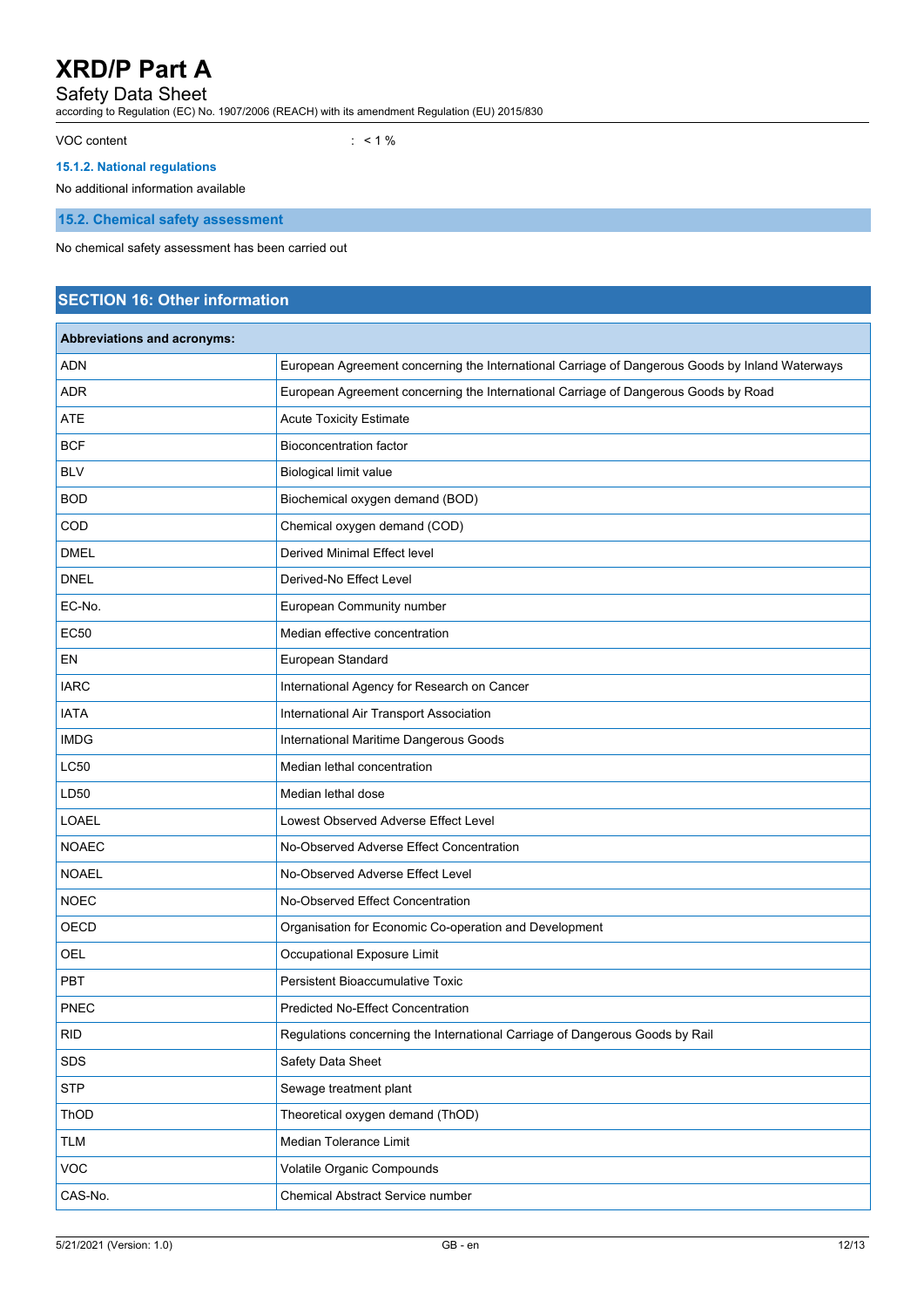VOC content : < 1 %

### 15.1.2. National regulations

No additional information available

## 15.2. Chemical safety assessment

No chemical safety assessment has been carried out

# SECTION 16: Other information

| Abbreviations and acronyms: | |
|---|---|
| ADN | European Agreement concerning the International Carriage of Dangerous Goods by Inland Waterways |
| ADR | European Agreement concerning the International Carriage of Dangerous Goods by Road |
| ATE | Acute Toxicity Estimate |
| BCF | Bioconcentration factor |
| BLV | Biological limit value |
| BOD | Biochemical oxygen demand (BOD) |
| COD | Chemical oxygen demand (COD) |
| DMEL | Derived Minimal Effect level |
| DNEL | Derived-No Effect Level |
| EC-No. | European Community number |
| EC50 | Median effective concentration |
| EN | European Standard |
| IARC | International Agency for Research on Cancer |
| IATA | International Air Transport Association |
| IMDG | International Maritime Dangerous Goods |
| LC50 | Median lethal concentration |
| LD50 | Median lethal dose |
| LOAEL | Lowest Observed Adverse Effect Level |
| NOAEC | No-Observed Adverse Effect Concentration |
| NOAEL | No-Observed Adverse Effect Level |
| NOEC | No-Observed Effect Concentration |
| OECD | Organisation for Economic Co-operation and Development |
| OEL | Occupational Exposure Limit |
| PBT | Persistent Bioaccumulative Toxic |
| PNEC | Predicted No-Effect Concentration |
| RID | Regulations concerning the International Carriage of Dangerous Goods by Rail |
| SDS | Safety Data Sheet |
| STP | Sewage treatment plant |
| ThOD | Theoretical oxygen demand (ThOD) |
| TLM | Median Tolerance Limit |
| VOC | Volatile Organic Compounds |
| CAS-No. | Chemical Abstract Service number |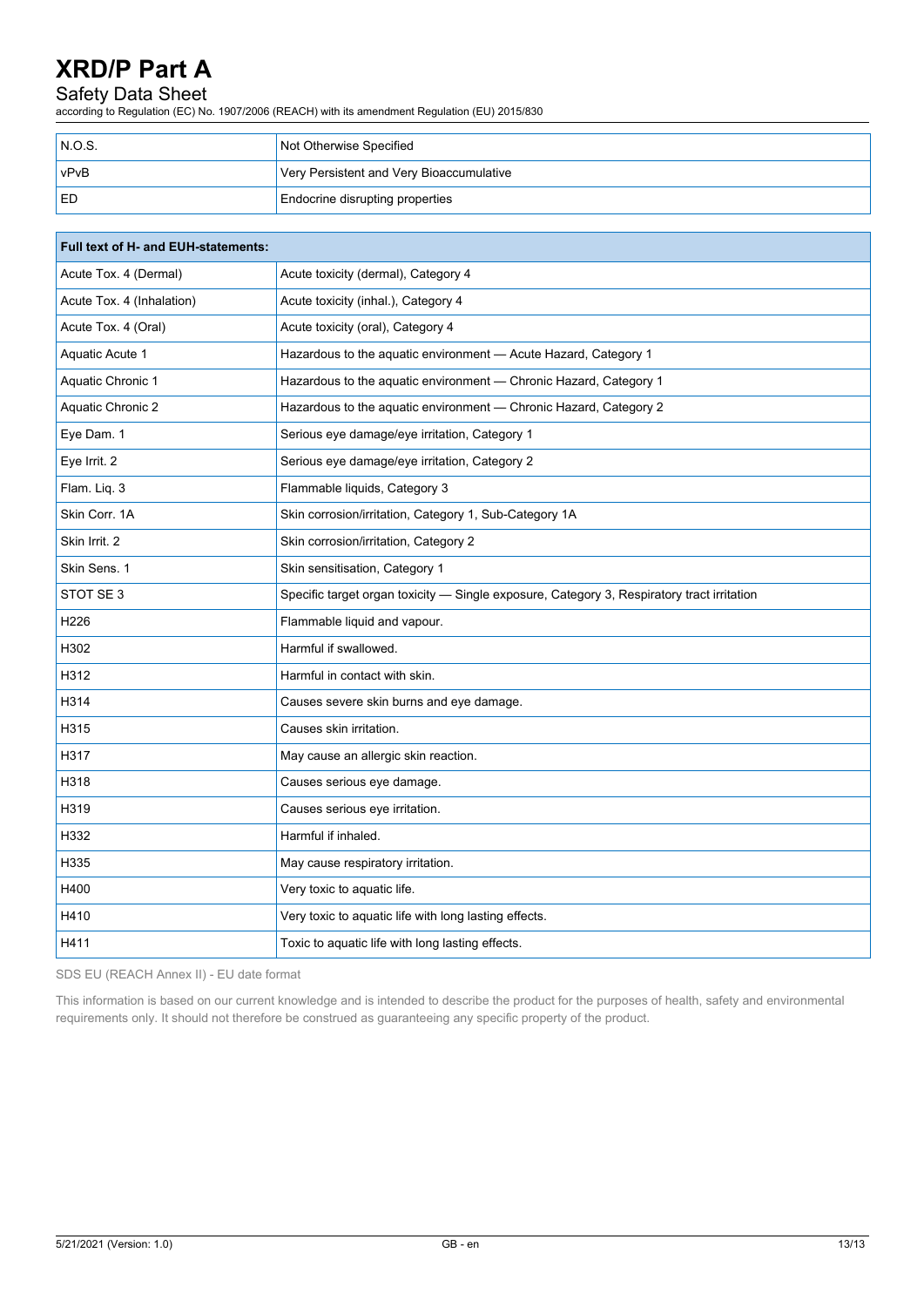| | |
|---|---|
| N.O.S. | Not Otherwise Specified |
| vPvB | Very Persistent and Very Bioaccumulative |
| ED | Endocrine disrupting properties |

| Full text of H- and EUH-statements: | |
|---|---|
| Acute Tox. 4 (Dermal) | Acute toxicity (dermal), Category 4 |
| Acute Tox. 4 (Inhalation) | Acute toxicity (inhal.), Category 4 |
| Acute Tox. 4 (Oral) | Acute toxicity (oral), Category 4 |
| Aquatic Acute 1 | Hazardous to the aquatic environment — Acute Hazard, Category 1 |
| Aquatic Chronic 1 | Hazardous to the aquatic environment — Chronic Hazard, Category 1 |
| Aquatic Chronic 2 | Hazardous to the aquatic environment — Chronic Hazard, Category 2 |
| Eye Dam. 1 | Serious eye damage/eye irritation, Category 1 |
| Eye Irrit. 2 | Serious eye damage/eye irritation, Category 2 |
| Flam. Liq. 3 | Flammable liquids, Category 3 |
| Skin Corr. 1A | Skin corrosion/irritation, Category 1, Sub-Category 1A |
| Skin Irrit. 2 | Skin corrosion/irritation, Category 2 |
| Skin Sens. 1 | Skin sensitisation, Category 1 |
| STOT SE 3 | Specific target organ toxicity — Single exposure, Category 3, Respiratory tract irritation |
| H226 | Flammable liquid and vapour. |
| H302 | Harmful if swallowed. |
| H312 | Harmful in contact with skin. |
| H314 | Causes severe skin burns and eye damage. |
| H315 | Causes skin irritation. |
| H317 | May cause an allergic skin reaction. |
| H318 | Causes serious eye damage. |
| H319 | Causes serious eye irritation. |
| H332 | Harmful if inhaled. |
| H335 | May cause respiratory irritation. |
| H400 | Very toxic to aquatic life. |
| H410 | Very toxic to aquatic life with long lasting effects. |
| H411 | Toxic to aquatic life with long lasting effects. |

SDS EU (REACH Annex II) - EU date format

This information is based on our current knowledge and is intended to describe the product for the purposes of health, safety and environmental requirements only. It should not therefore be construed as guaranteeing any specific property of the product.